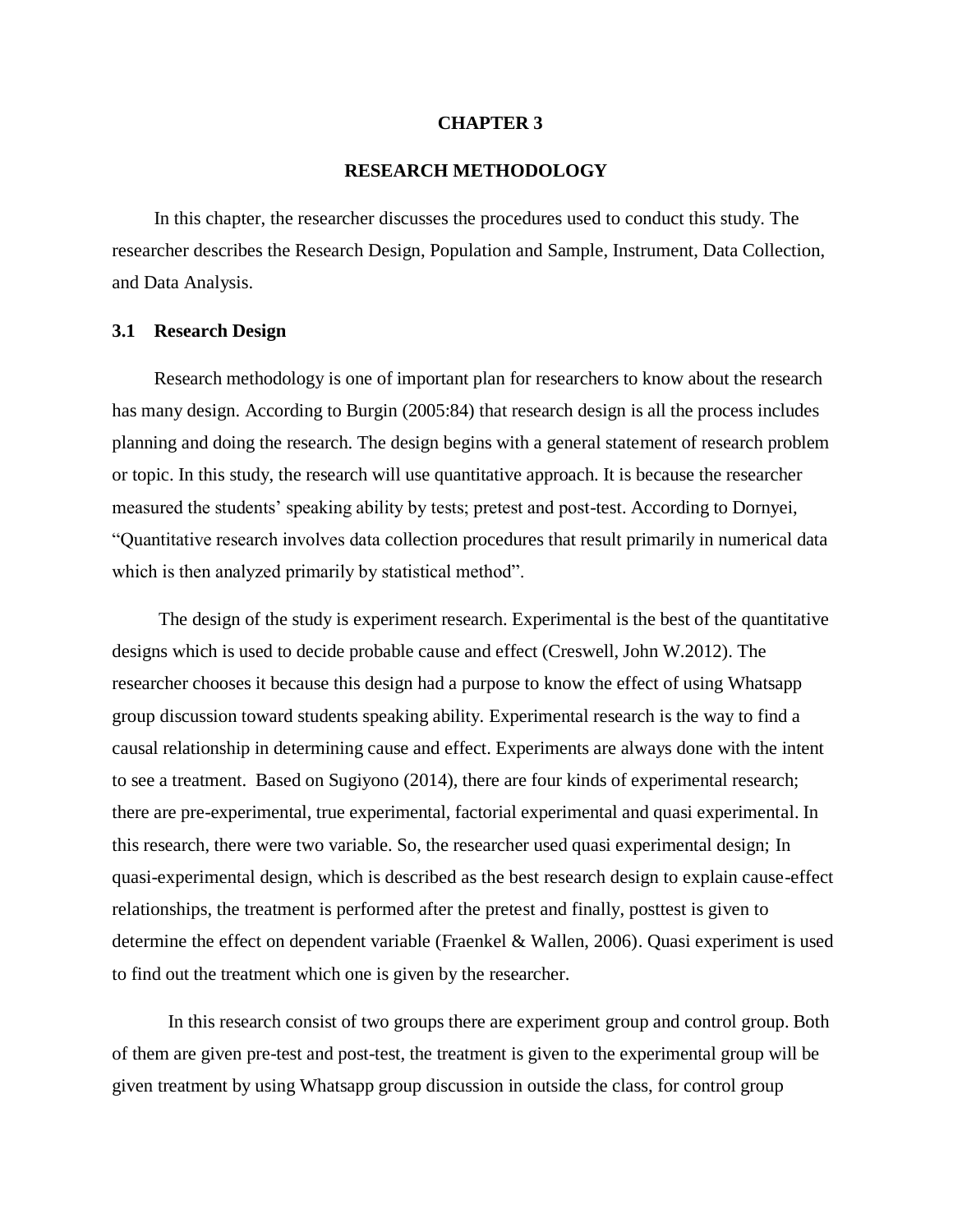# CHAPTER 3

# RESEARCH METHODOLOGY

In this chapter, the researcher discusses the procedures used to conduct this study. The researcher describes the Research Design, Population and Sample, Instrument, Data Collection, and Data Analysis.

## 3.1 Research Design

Research methodology is one of important plan for researchers to know about the research has many design. According to Burgin (2005:84) that research design is all the process includes planning and doing the research. The design begins with a general statement of research problem or topic. In this study, the research will use quantitative approach. It is because the researcher measured the students' speaking ability by tests; pretest and post-test. According to Dornyei, "Quantitative research involves data collection procedures that result primarily in numerical data which is then analyzed primarily by statistical method".

The design of the study is experiment research. Experimental is the best of the quantitative designs which is used to decide probable cause and effect (Creswell, John W.2012). The researcher chooses it because this design had a purpose to know the effect of using Whatsapp group discussion toward students speaking ability. Experimental research is the way to find a causal relationship in determining cause and effect. Experiments are always done with the intent to see a treatment. Based on Sugiyono (2014), there are four kinds of experimental research; there are pre-experimental, true experimental, factorial experimental and quasi experimental. In this research, there were two variable. So, the researcher used quasi experimental design; In quasi-experimental design, which is described as the best research design to explain cause-effect relationships, the treatment is performed after the pretest and finally, posttest is given to determine the effect on dependent variable (Fraenkel & Wallen, 2006). Quasi experiment is used to find out the treatment which one is given by the researcher.

In this research consist of two groups there are experiment group and control group. Both of them are given pre-test and post-test, the treatment is given to the experimental group will be given treatment by using Whatsapp group discussion in outside the class, for control group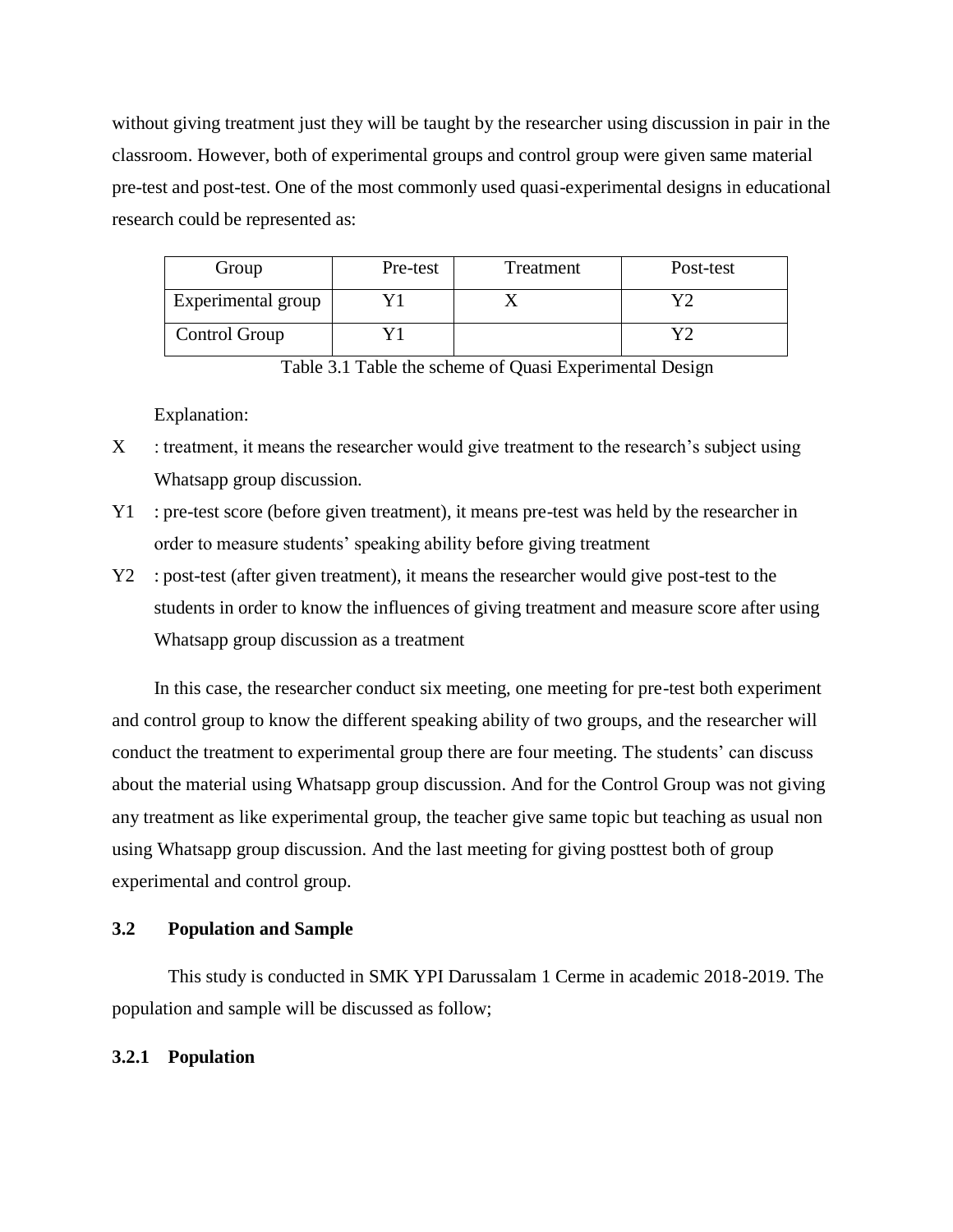without giving treatment just they will be taught by the researcher using discussion in pair in the classroom. However, both of experimental groups and control group were given same material pre-test and post-test. One of the most commonly used quasi-experimental designs in educational research could be represented as:

| Group | Pre-test | Treatment | Post-test |
| --- | --- | --- | --- |
| Experimental group | Y1 | X | Y2 |
| Control Group | Y1 | | Y2 |

Table 3.1 Table the scheme of Quasi Experimental Design

Explanation:

X : treatment, it means the researcher would give treatment to the research's subject using Whatsapp group discussion.

Y1 : pre-test score (before given treatment), it means pre-test was held by the researcher in order to measure students' speaking ability before giving treatment

Y2 : post-test (after given treatment), it means the researcher would give post-test to the students in order to know the influences of giving treatment and measure score after using Whatsapp group discussion as a treatment

In this case, the researcher conduct six meeting, one meeting for pre-test both experiment and control group to know the different speaking ability of two groups, and the researcher will conduct the treatment to experimental group there are four meeting. The students' can discuss about the material using Whatsapp group discussion. And for the Control Group was not giving any treatment as like experimental group, the teacher give same topic but teaching as usual non using Whatsapp group discussion. And the last meeting for giving posttest both of group experimental and control group.

### 3.2 Population and Sample

This study is conducted in SMK YPI Darussalam 1 Cerme in academic 2018-2019. The population and sample will be discussed as follow;

#### 3.2.1 Population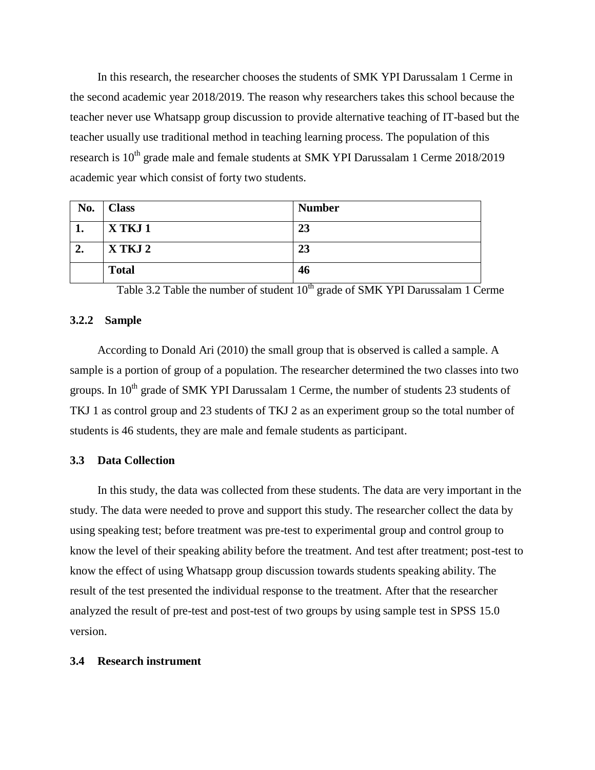In this research, the researcher chooses the students of SMK YPI Darussalam 1 Cerme in the second academic year 2018/2019. The reason why researchers takes this school because the teacher never use Whatsapp group discussion to provide alternative teaching of IT-based but the teacher usually use traditional method in teaching learning process. The population of this research is 10th grade male and female students at SMK YPI Darussalam 1 Cerme 2018/2019 academic year which consist of forty two students.

| No. | Class | Number |
|---|---|---|
| 1. | X TKJ 1 | 23 |
| 2. | X TKJ 2 | 23 |
| | Total | 46 |

Table 3.2 Table the number of student 10th grade of SMK YPI Darussalam 1 Cerme

### 3.2.2 Sample

According to Donald Ari (2010) the small group that is observed is called a sample. A sample is a portion of group of a population. The researcher determined the two classes into two groups. In 10th grade of SMK YPI Darussalam 1 Cerme, the number of students 23 students of TKJ 1 as control group and 23 students of TKJ 2 as an experiment group so the total number of students is 46 students, they are male and female students as participant.

## 3.3 Data Collection

In this study, the data was collected from these students. The data are very important in the study. The data were needed to prove and support this study. The researcher collect the data by using speaking test; before treatment was pre-test to experimental group and control group to know the level of their speaking ability before the treatment. And test after treatment; post-test to know the effect of using Whatsapp group discussion towards students speaking ability. The result of the test presented the individual response to the treatment. After that the researcher analyzed the result of pre-test and post-test of two groups by using sample test in SPSS 15.0 version.

## 3.4 Research instrument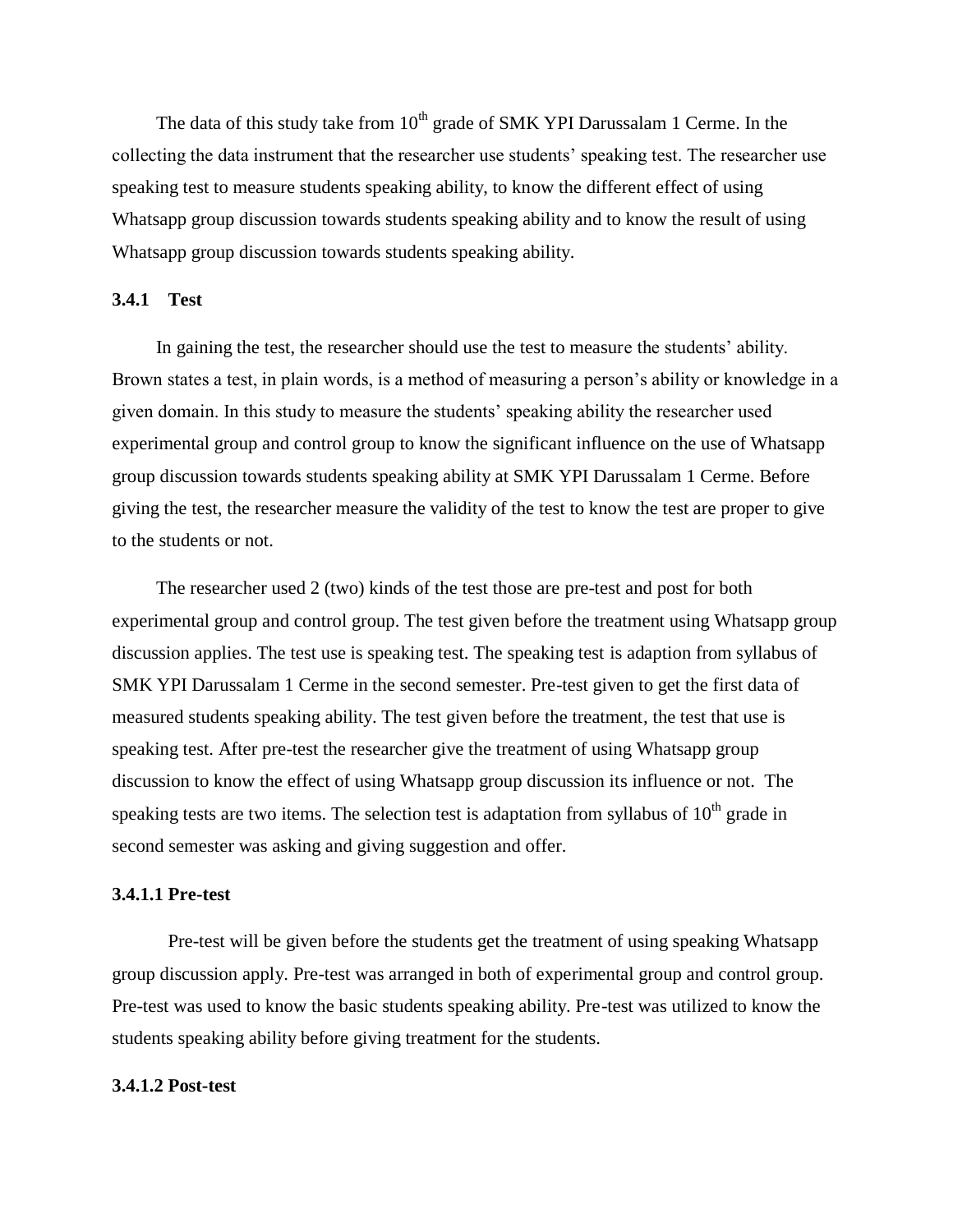The data of this study take from 10th grade of SMK YPI Darussalam 1 Cerme. In the collecting the data instrument that the researcher use students' speaking test. The researcher use speaking test to measure students speaking ability, to know the different effect of using Whatsapp group discussion towards students speaking ability and to know the result of using Whatsapp group discussion towards students speaking ability.

### 3.4.1 Test

In gaining the test, the researcher should use the test to measure the students' ability. Brown states a test, in plain words, is a method of measuring a person's ability or knowledge in a given domain. In this study to measure the students' speaking ability the researcher used experimental group and control group to know the significant influence on the use of Whatsapp group discussion towards students speaking ability at SMK YPI Darussalam 1 Cerme. Before giving the test, the researcher measure the validity of the test to know the test are proper to give to the students or not.

The researcher used 2 (two) kinds of the test those are pre-test and post for both experimental group and control group. The test given before the treatment using Whatsapp group discussion applies. The test use is speaking test. The speaking test is adaption from syllabus of SMK YPI Darussalam 1 Cerme in the second semester. Pre-test given to get the first data of measured students speaking ability. The test given before the treatment, the test that use is speaking test. After pre-test the researcher give the treatment of using Whatsapp group discussion to know the effect of using Whatsapp group discussion its influence or not. The speaking tests are two items. The selection test is adaptation from syllabus of 10th grade in second semester was asking and giving suggestion and offer.

#### 3.4.1.1 Pre-test

Pre-test will be given before the students get the treatment of using speaking Whatsapp group discussion apply. Pre-test was arranged in both of experimental group and control group. Pre-test was used to know the basic students speaking ability. Pre-test was utilized to know the students speaking ability before giving treatment for the students.

#### 3.4.1.2 Post-test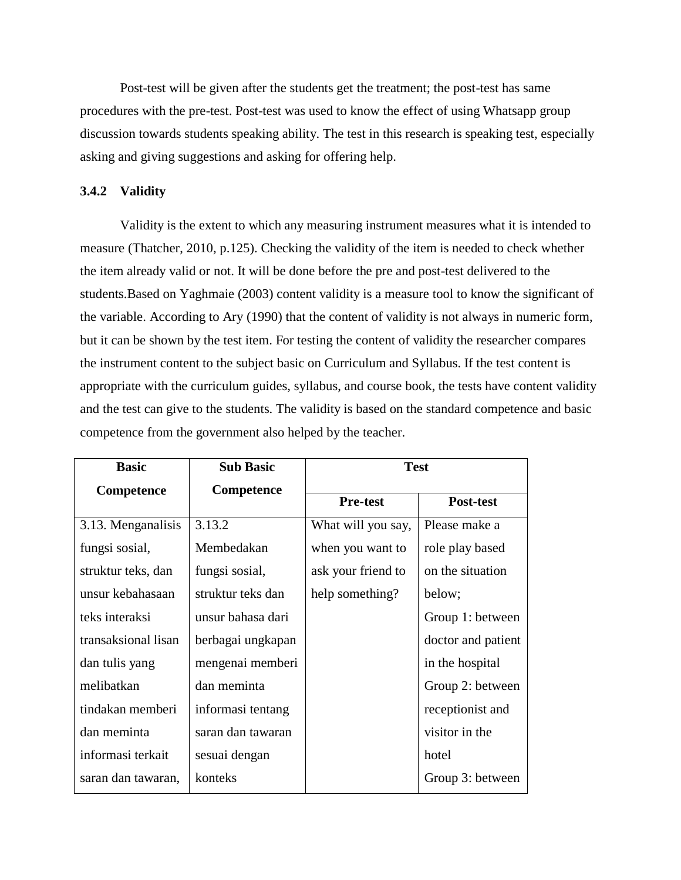Post-test will be given after the students get the treatment; the post-test has same procedures with the pre-test. Post-test was used to know the effect of using Whatsapp group discussion towards students speaking ability. The test in this research is speaking test, especially asking and giving suggestions and asking for offering help.

### 3.4.2 Validity

Validity is the extent to which any measuring instrument measures what it is intended to measure (Thatcher, 2010, p.125). Checking the validity of the item is needed to check whether the item already valid or not. It will be done before the pre and post-test delivered to the students.Based on Yaghmaie (2003) content validity is a measure tool to know the significant of the variable. According to Ary (1990) that the content of validity is not always in numeric form, but it can be shown by the test item. For testing the content of validity the researcher compares the instrument content to the subject basic on Curriculum and Syllabus. If the test content is appropriate with the curriculum guides, syllabus, and course book, the tests have content validity and the test can give to the students. The validity is based on the standard competence and basic competence from the government also helped by the teacher.

| **Basic Competence** | **Sub Basic Competence** | **Test** | |
|---|---|---|---|
| | | **Pre-test** | **Post-test** |
| 3.13. Menganalisis fungsi sosial, struktur teks, dan unsur kebahasaan teks interaksi transaksional lisan dan tulis yang melibatkan tindakan memberi dan meminta informasi terkait saran dan tawaran, | 3.13.2 Membedakan fungsi sosial, struktur teks dan unsur bahasa dari berbagai ungkapan mengenai memberi dan meminta informasi tentang saran dan tawaran sesuai dengan konteks | What will you say, when you want to ask your friend to help something? | Please make a role play based on the situation below; Group 1: between doctor and patient in the hospital Group 2: between receptionist and visitor in the hotel Group 3: between |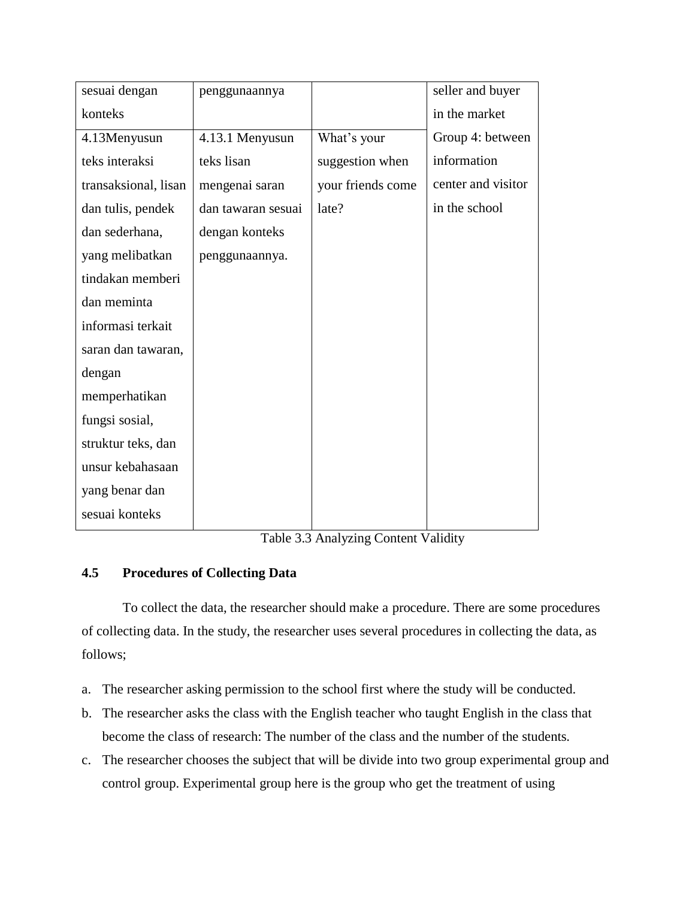| | | | |
|---|---|---|---|
| sesuai dengan konteks | penggunaannya | | seller and buyer in the market |
| 4.13Menyusun teks interaksi transaksional, lisan dan tulis, pendek dan sederhana, yang melibatkan tindakan memberi dan meminta informasi terkait saran dan tawaran, dengan memperhatikan fungsi sosial, struktur teks, dan unsur kebahasaan yang benar dan sesuai konteks | 4.13.1 Menyusun teks lisan mengenai saran dan tawaran sesuai dengan konteks penggunaannya. | What's your suggestion when your friends come late? | Group 4: between information center and visitor in the school |

Table 3.3 Analyzing Content Validity

### 4.5 Procedures of Collecting Data

To collect the data, the researcher should make a procedure. There are some procedures of collecting data. In the study, the researcher uses several procedures in collecting the data, as follows;

a. The researcher asking permission to the school first where the study will be conducted.
b. The researcher asks the class with the English teacher who taught English in the class that become the class of research: The number of the class and the number of the students.
c. The researcher chooses the subject that will be divide into two group experimental group and control group. Experimental group here is the group who get the treatment of using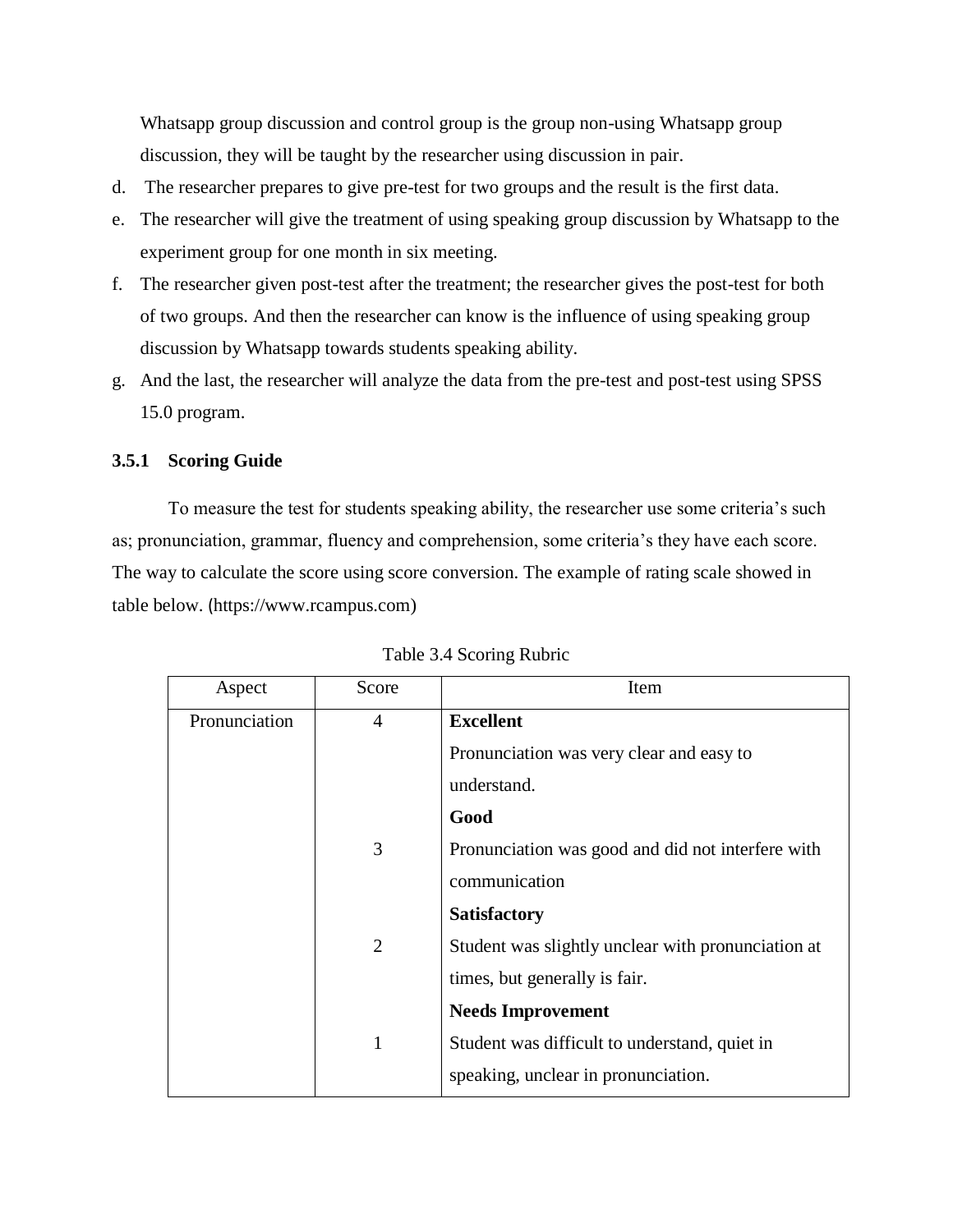Whatsapp group discussion and control group is the group non-using Whatsapp group discussion, they will be taught by the researcher using discussion in pair.

d. The researcher prepares to give pre-test for two groups and the result is the first data.
e. The researcher will give the treatment of using speaking group discussion by Whatsapp to the experiment group for one month in six meeting.
f. The researcher given post-test after the treatment; the researcher gives the post-test for both of two groups. And then the researcher can know is the influence of using speaking group discussion by Whatsapp towards students speaking ability.
g. And the last, the researcher will analyze the data from the pre-test and post-test using SPSS 15.0 program.

### 3.5.1 Scoring Guide

To measure the test for students speaking ability, the researcher use some criteria's such as; pronunciation, grammar, fluency and comprehension, some criteria's they have each score. The way to calculate the score using score conversion. The example of rating scale showed in table below. (https://www.rcampus.com)

Table 3.4 Scoring Rubric

| Aspect | Score | Item |
|---|---|---|
| Pronunciation | 4 | **Excellent**<br>Pronunciation was very clear and easy to understand. |
| | 3 | **Good**<br>Pronunciation was good and did not interfere with communication |
| | 2 | **Satisfactory**<br>Student was slightly unclear with pronunciation at times, but generally is fair. |
| | 1 | **Needs Improvement**<br>Student was difficult to understand, quiet in speaking, unclear in pronunciation. |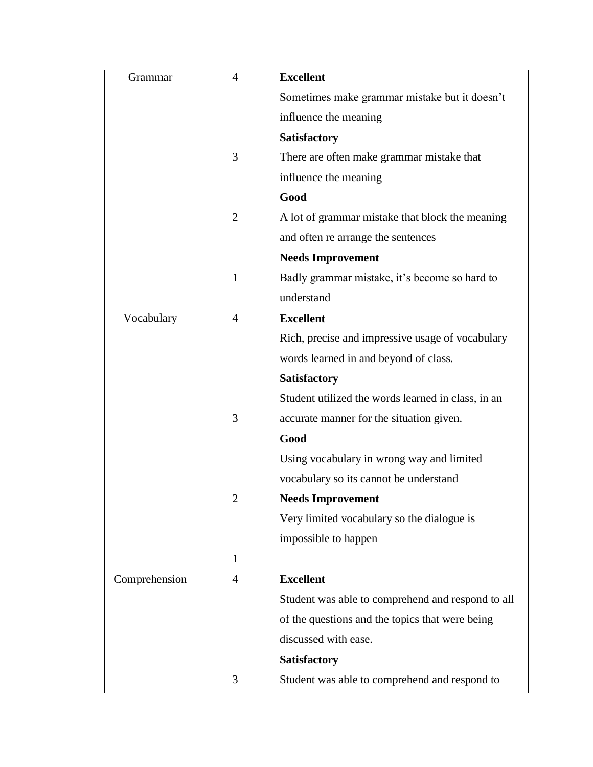| | | |
|---|---|---|
| Grammar | 4 | **Excellent**<br>Sometimes make grammar mistake but it doesn't influence the meaning |
| | 3 | **Satisfactory**<br>There are often make grammar mistake that influence the meaning |
| | 2 | **Good**<br>A lot of grammar mistake that block the meaning and often re arrange the sentences |
| | 1 | **Needs Improvement**<br>Badly grammar mistake, it's become so hard to understand |
| Vocabulary | 4 | **Excellent**<br>Rich, precise and impressive usage of vocabulary words learned in and beyond of class. |
| | 3 | **Satisfactory**<br>Student utilized the words learned in class, in an accurate manner for the situation given. |
| | 2 | **Good**<br>Using vocabulary in wrong way and limited vocabulary so its cannot be understand |
| | 1 | **Needs Improvement**<br>Very limited vocabulary so the dialogue is impossible to happen |
| Comprehension | 4 | **Excellent**<br>Student was able to comprehend and respond to all of the questions and the topics that were being discussed with ease. |
| | 3 | **Satisfactory**<br>Student was able to comprehend and respond to |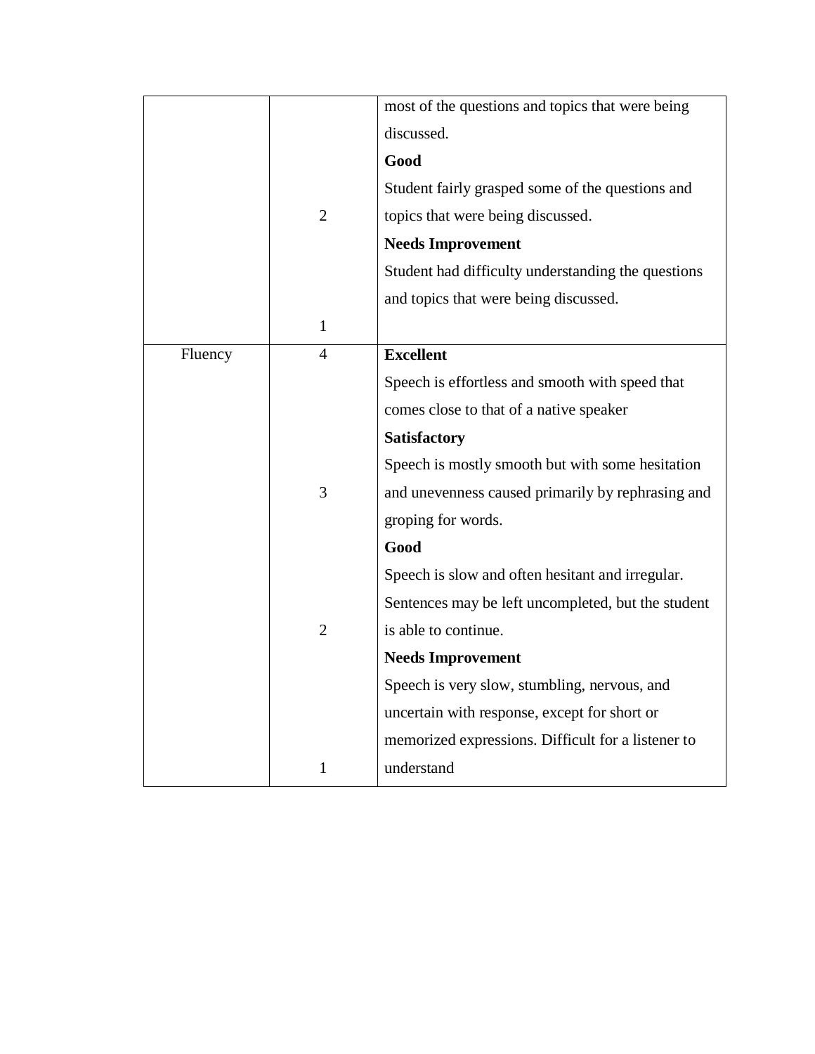| | | |
|---|---|---|
| | | most of the questions and topics that were being discussed. |
| | 2 | **Good** Student fairly grasped some of the questions and topics that were being discussed. |
| | 1 | **Needs Improvement** Student had difficulty understanding the questions and topics that were being discussed. |
| Fluency | 4 | **Excellent** Speech is effortless and smooth with speed that comes close to that of a native speaker |
| | 3 | **Satisfactory** Speech is mostly smooth but with some hesitation and unevenness caused primarily by rephrasing and groping for words. |
| | 2 | **Good** Speech is slow and often hesitant and irregular. Sentences may be left uncompleted, but the student is able to continue. |
| | 1 | **Needs Improvement** Speech is very slow, stumbling, nervous, and uncertain with response, except for short or memorized expressions. Difficult for a listener to understand |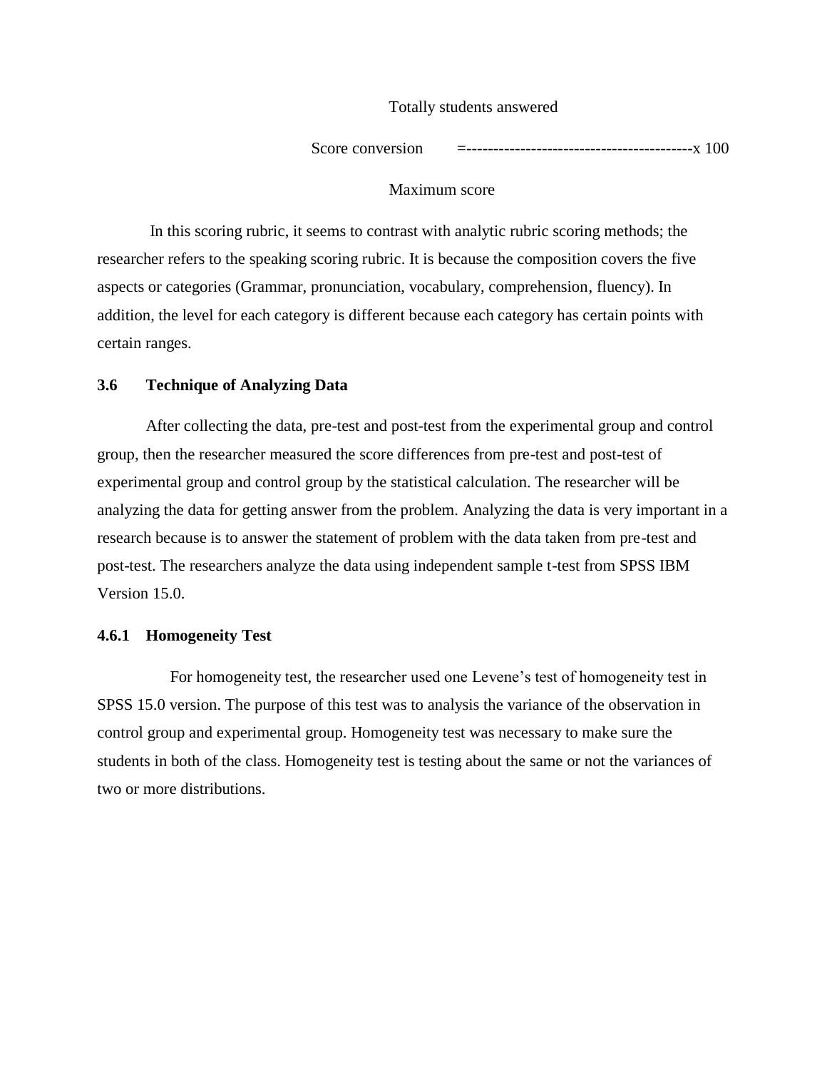$$\text{Score conversion} = \frac{\text{Totally students answered}}{\text{Maximum score}} \times 100$$

In this scoring rubric, it seems to contrast with analytic rubric scoring methods; the researcher refers to the speaking scoring rubric. It is because the composition covers the five aspects or categories (Grammar, pronunciation, vocabulary, comprehension, fluency). In addition, the level for each category is different because each category has certain points with certain ranges.

### 3.6 Technique of Analyzing Data

After collecting the data, pre-test and post-test from the experimental group and control group, then the researcher measured the score differences from pre-test and post-test of experimental group and control group by the statistical calculation. The researcher will be analyzing the data for getting answer from the problem. Analyzing the data is very important in a research because is to answer the statement of problem with the data taken from pre-test and post-test. The researchers analyze the data using independent sample t-test from SPSS IBM Version 15.0.

#### 4.6.1 Homogeneity Test

For homogeneity test, the researcher used one Levene's test of homogeneity test in SPSS 15.0 version. The purpose of this test was to analysis the variance of the observation in control group and experimental group. Homogeneity test was necessary to make sure the students in both of the class. Homogeneity test is testing about the same or not the variances of two or more distributions.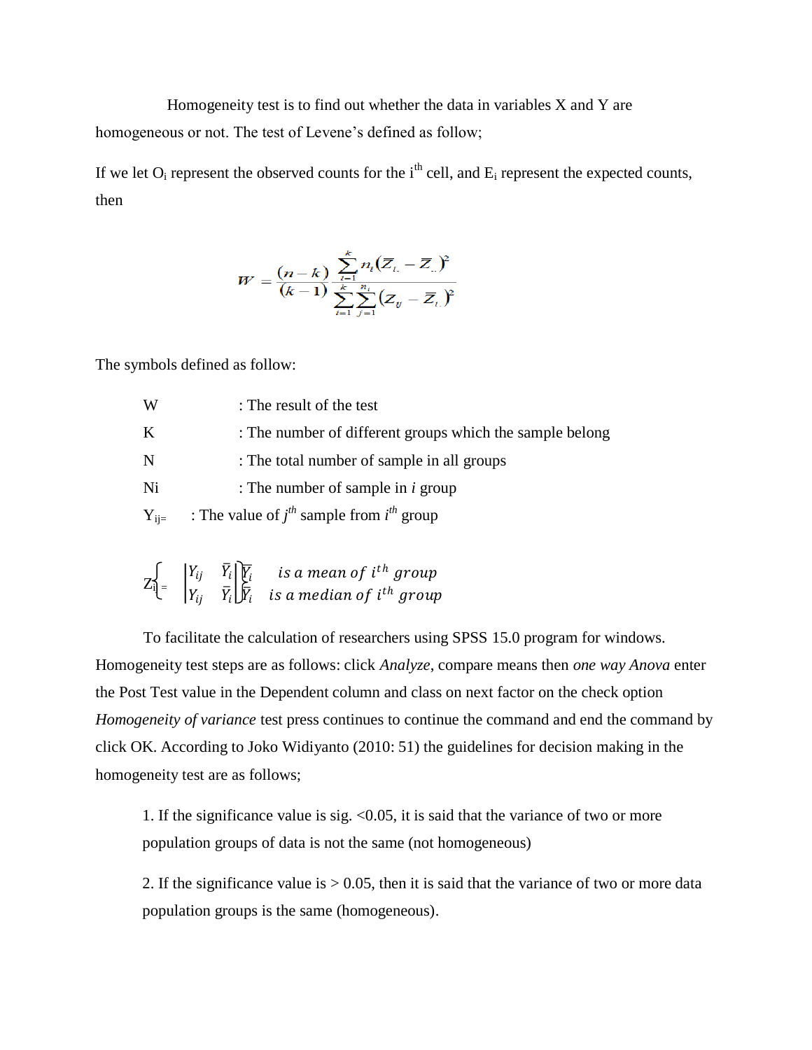Homogeneity test is to find out whether the data in variables X and Y are homogeneous or not. The test of Levene's defined as follow;

If we let $O_i$ represent the observed counts for the $i^{th}$ cell, and $E_i$ represent the expected counts, then

$$W = \frac{(n-k)}{(k-1)} \frac{\sum_{i=1}^{k} n_i (\bar{Z}_{i.} - \bar{Z}_{..})^2}{\sum_{i=1}^{k} \sum_{j=1}^{n_i} (Z_{ij} - \bar{Z}_{i.})^2}$$

The symbols defined as follow:

W : The result of the test

K : The number of different groups which the sample belong

N : The total number of sample in all groups

Ni : The number of sample in *i* group

$Y_{ij}$= : The value of $j^{th}$ sample from $i^{th}$ group

$$Z_{ij} = \begin{cases} |Y_{ij} \quad \bar{Y}_i| \; \bar{Y}_i & is\ a\ mean\ of\ i^{th}\ group \\ |Y_{ij} \quad \bar{Y}_i| \; \tilde{Y}_i & is\ a\ median\ of\ i^{th}\ group \end{cases}$$

To facilitate the calculation of researchers using SPSS 15.0 program for windows. Homogeneity test steps are as follows: click *Analyze*, compare means then *one way Anova* enter the Post Test value in the Dependent column and class on next factor on the check option *Homogeneity of variance* test press continues to continue the command and end the command by click OK. According to Joko Widiyanto (2010: 51) the guidelines for decision making in the homogeneity test are as follows;

1. If the significance value is sig. <0.05, it is said that the variance of two or more population groups of data is not the same (not homogeneous)

2. If the significance value is > 0.05, then it is said that the variance of two or more data population groups is the same (homogeneous).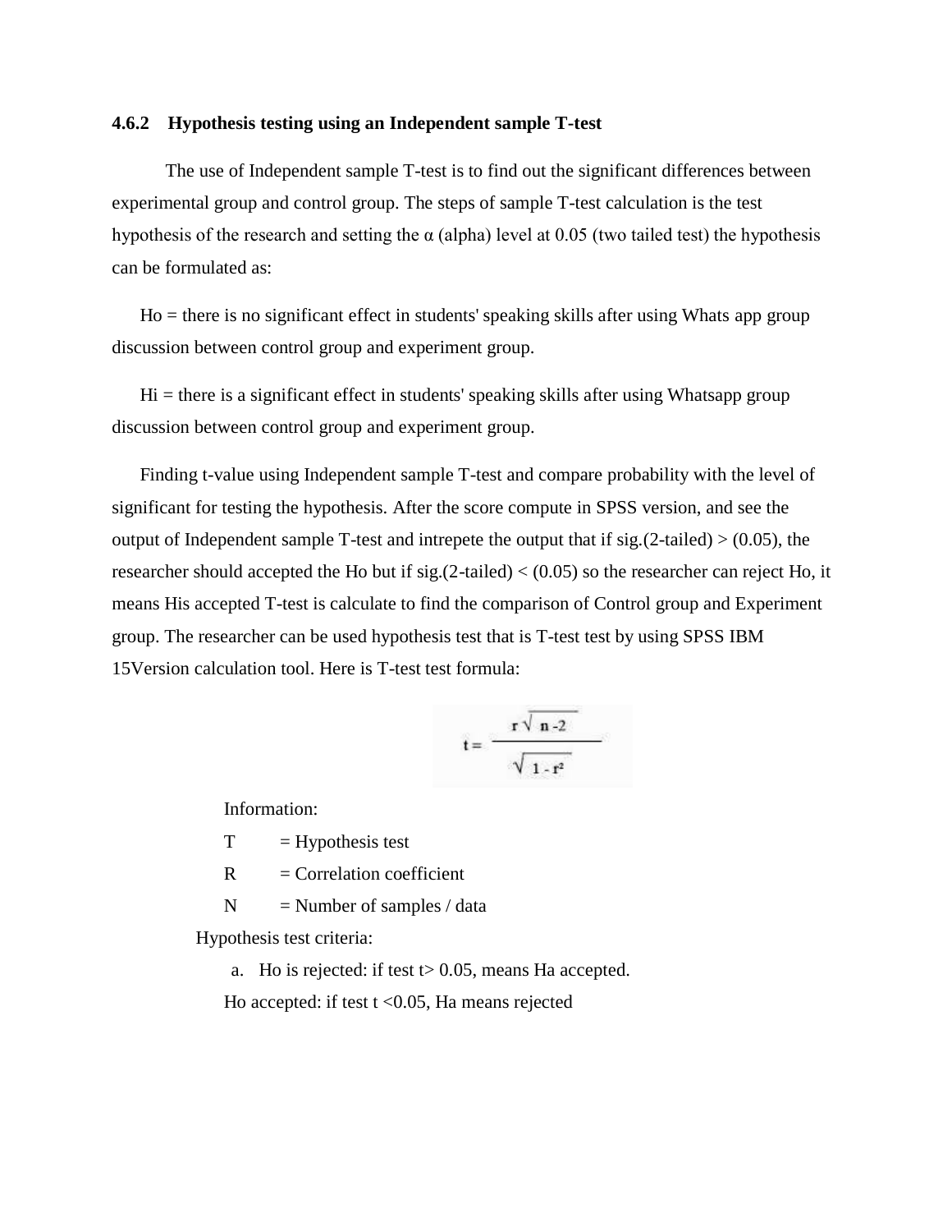### 4.6.2 Hypothesis testing using an Independent sample T-test

The use of Independent sample T-test is to find out the significant differences between experimental group and control group. The steps of sample T-test calculation is the test hypothesis of the research and setting the α (alpha) level at 0.05 (two tailed test) the hypothesis can be formulated as:

Ho = there is no significant effect in students' speaking skills after using Whats app group discussion between control group and experiment group.

Hi = there is a significant effect in students' speaking skills after using Whatsapp group discussion between control group and experiment group.

Finding t-value using Independent sample T-test and compare probability with the level of significant for testing the hypothesis. After the score compute in SPSS version, and see the output of Independent sample T-test and intrepete the output that if sig.(2-tailed) > (0.05), the researcher should accepted the Ho but if sig.(2-tailed) < (0.05) so the researcher can reject Ho, it means His accepted T-test is calculate to find the comparison of Control group and Experiment group. The researcher can be used hypothesis test that is T-test test by using SPSS IBM 15Version calculation tool. Here is T-test test formula:

$$t = \frac{r\sqrt{n-2}}{\sqrt{1-r^2}}$$

Information:

T = Hypothesis test

R = Correlation coefficient

N = Number of samples / data

Hypothesis test criteria:

a. Ho is rejected: if test t> 0.05, means Ha accepted.

Ho accepted: if test t <0.05, Ha means rejected